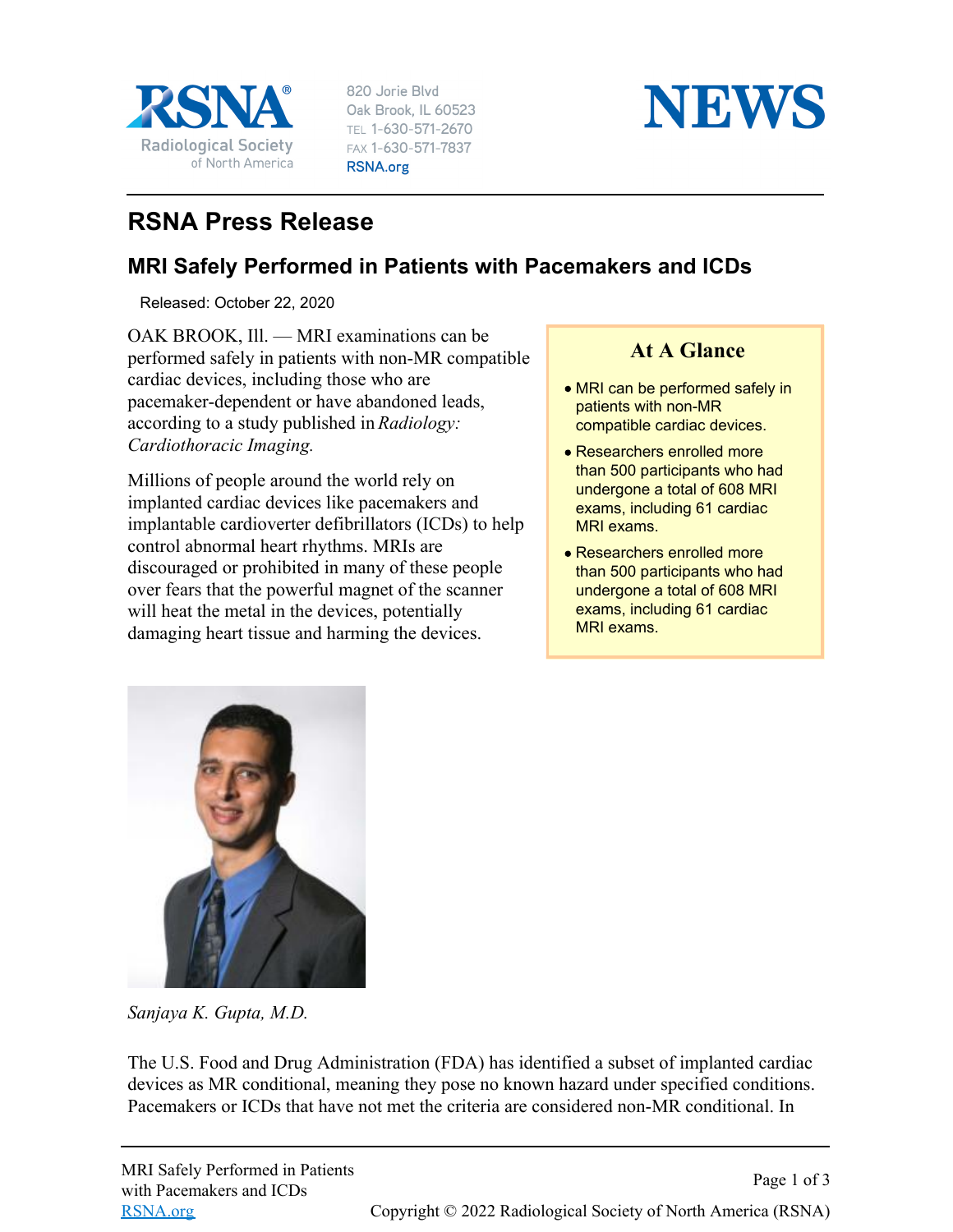# RSNA Press Release

## MRI Safely Performed in Patients with Pacemakers and ICDs

Released: October 22, 2020

OAK BROOK, Ill. — MRI examinations can be performed safely in patients with non-MR compatible cardiac devices, including those who are pacemaker-dependent or have abandoned leads, according to a study published in *Radiology: Cardiothoracic Imaging.*

Millions of people around the world rely on implanted cardiac devices like pacemakers and implantable cardioverter defibrillators (ICDs) to help control abnormal heart rhythms. MRIs are discouraged or prohibited in many of these people over fears that the powerful magnet of the scanner will heat the metal in the devices, potentially damaging heart tissue and harming the devices.

### At A Glance

- MRI can be performed safely in patients with non-MR compatible cardiac devices.
- Researchers enrolled more than 500 participants who had undergone a total of 608 MRI exams, including 61 cardiac MRI exams.
- Researchers enrolled more than 500 participants who had undergone a total of 608 MRI exams, including 61 cardiac MRI exams.

*Sanjaya K. Gupta, M.D.*

The U.S. Food and Drug Administration (FDA) has identified a subset of implanted cardiac devices as MR conditional, meaning they pose no known hazard under specified conditions. Pacemakers or ICDs that have not met the criteria are considered non-MR conditional. In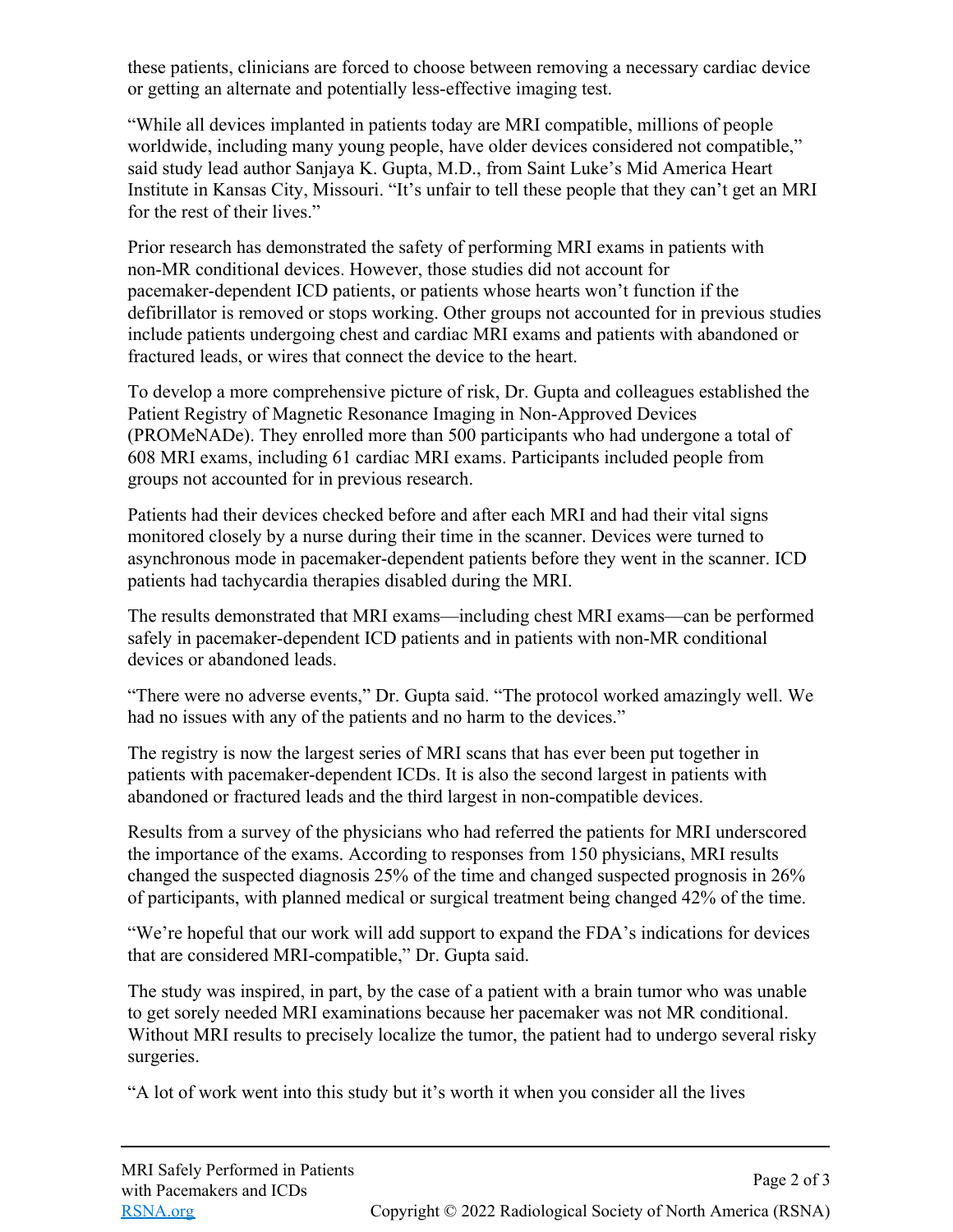these patients, clinicians are forced to choose between removing a necessary cardiac device or getting an alternate and potentially less-effective imaging test.

"While all devices implanted in patients today are MRI compatible, millions of people worldwide, including many young people, have older devices considered not compatible," said study lead author Sanjaya K. Gupta, M.D., from Saint Luke's Mid America Heart Institute in Kansas City, Missouri. "It's unfair to tell these people that they can't get an MRI for the rest of their lives."

Prior research has demonstrated the safety of performing MRI exams in patients with non-MR conditional devices. However, those studies did not account for pacemaker-dependent ICD patients, or patients whose hearts won't function if the defibrillator is removed or stops working. Other groups not accounted for in previous studies include patients undergoing chest and cardiac MRI exams and patients with abandoned or fractured leads, or wires that connect the device to the heart.

To develop a more comprehensive picture of risk, Dr. Gupta and colleagues established the Patient Registry of Magnetic Resonance Imaging in Non-Approved Devices (PROMeNADe). They enrolled more than 500 participants who had undergone a total of 608 MRI exams, including 61 cardiac MRI exams. Participants included people from groups not accounted for in previous research.

Patients had their devices checked before and after each MRI and had their vital signs monitored closely by a nurse during their time in the scanner. Devices were turned to asynchronous mode in pacemaker-dependent patients before they went in the scanner. ICD patients had tachycardia therapies disabled during the MRI.

The results demonstrated that MRI exams—including chest MRI exams—can be performed safely in pacemaker-dependent ICD patients and in patients with non-MR conditional devices or abandoned leads.

"There were no adverse events," Dr. Gupta said. "The protocol worked amazingly well. We had no issues with any of the patients and no harm to the devices."

The registry is now the largest series of MRI scans that has ever been put together in patients with pacemaker-dependent ICDs. It is also the second largest in patients with abandoned or fractured leads and the third largest in non-compatible devices.

Results from a survey of the physicians who had referred the patients for MRI underscored the importance of the exams. According to responses from 150 physicians, MRI results changed the suspected diagnosis 25% of the time and changed suspected prognosis in 26% of participants, with planned medical or surgical treatment being changed 42% of the time.

"We're hopeful that our work will add support to expand the FDA's indications for devices that are considered MRI-compatible," Dr. Gupta said.

The study was inspired, in part, by the case of a patient with a brain tumor who was unable to get sorely needed MRI examinations because her pacemaker was not MR conditional. Without MRI results to precisely localize the tumor, the patient had to undergo several risky surgeries.

"A lot of work went into this study but it's worth it when you consider all the lives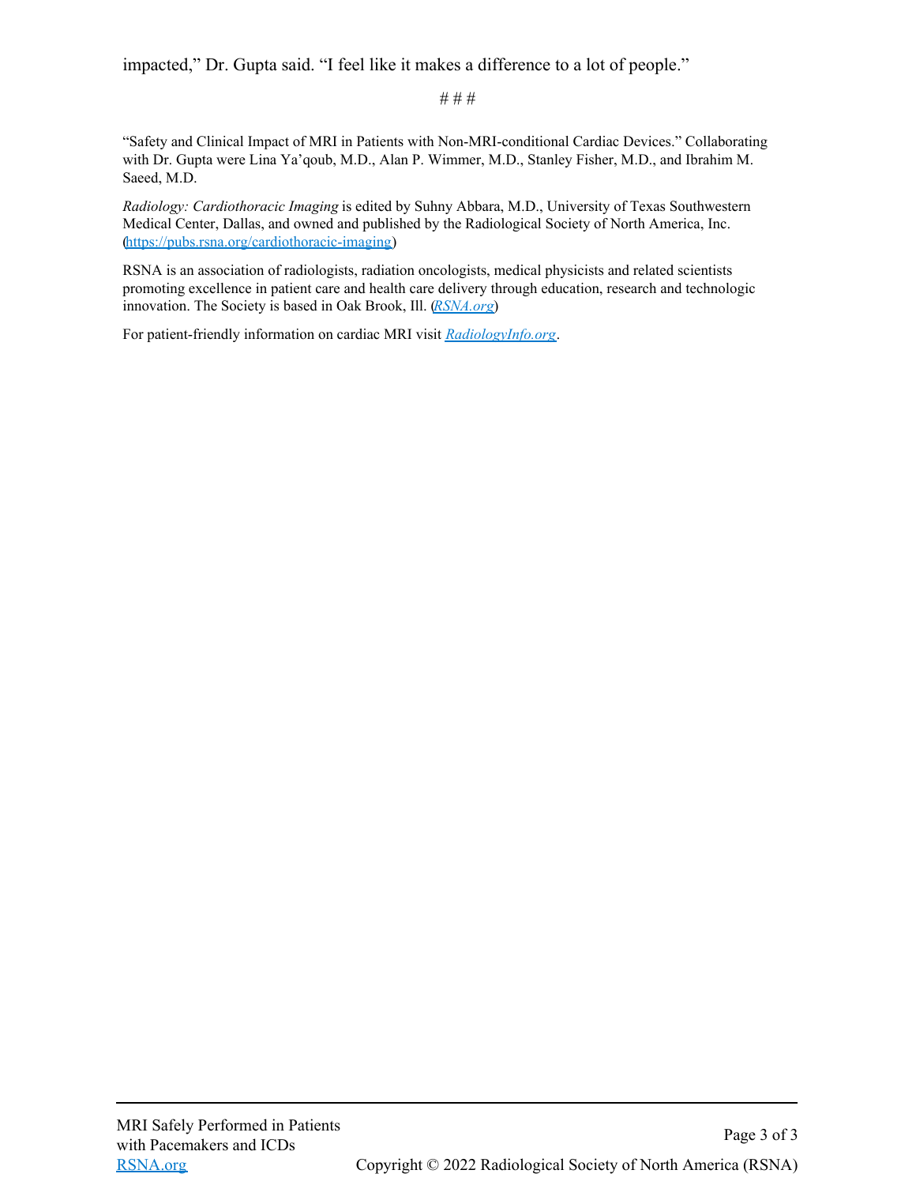impacted," Dr. Gupta said. "I feel like it makes a difference to a lot of people."

# # #

"Safety and Clinical Impact of MRI in Patients with Non-MRI-conditional Cardiac Devices." Collaborating with Dr. Gupta were Lina Ya'qoub, M.D., Alan P. Wimmer, M.D., Stanley Fisher, M.D., and Ibrahim M. Saeed, M.D.

*Radiology: Cardiothoracic Imaging* is edited by Suhny Abbara, M.D., University of Texas Southwestern Medical Center, Dallas, and owned and published by the Radiological Society of North America, Inc. (https://pubs.rsna.org/cardiothoracic-imaging)

RSNA is an association of radiologists, radiation oncologists, medical physicists and related scientists promoting excellence in patient care and health care delivery through education, research and technologic innovation. The Society is based in Oak Brook, Ill. (*RSNA.org*)

For patient-friendly information on cardiac MRI visit *RadiologyInfo.org*.